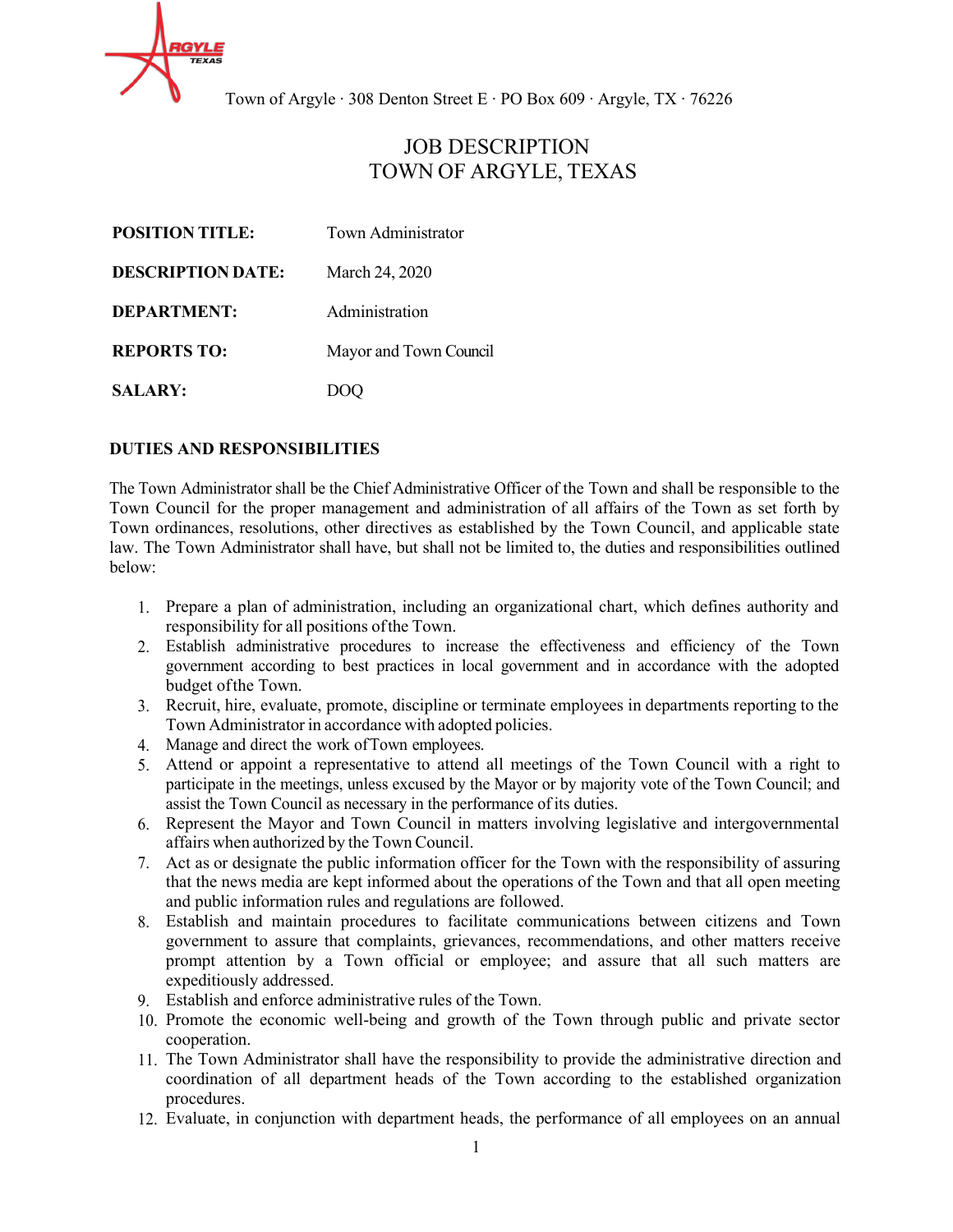Town of Argyle · 308 Denton Street E · PO Box 609 · Argyle, TX · 76226

# JOB DESCRIPTION
# TOWN OF ARGYLE, TEXAS

| | |
|---|---|
| **POSITION TITLE:** | Town Administrator |
| **DESCRIPTION DATE:** | March 24, 2020 |
| **DEPARTMENT:** | Administration |
| **REPORTS TO:** | Mayor and Town Council |
| **SALARY:** | DOQ |

## DUTIES AND RESPONSIBILITIES

The Town Administrator shall be the Chief Administrative Officer of the Town and shall be responsible to the Town Council for the proper management and administration of all affairs of the Town as set forth by Town ordinances, resolutions, other directives as established by the Town Council, and applicable state law. The Town Administrator shall have, but shall not be limited to, the duties and responsibilities outlined below:

1. Prepare a plan of administration, including an organizational chart, which defines authority and responsibility for all positions of the Town.
2. Establish administrative procedures to increase the effectiveness and efficiency of the Town government according to best practices in local government and in accordance with the adopted budget of the Town.
3. Recruit, hire, evaluate, promote, discipline or terminate employees in departments reporting to the Town Administrator in accordance with adopted policies.
4. Manage and direct the work of Town employees.
5. Attend or appoint a representative to attend all meetings of the Town Council with a right to participate in the meetings, unless excused by the Mayor or by majority vote of the Town Council; and assist the Town Council as necessary in the performance of its duties.
6. Represent the Mayor and Town Council in matters involving legislative and intergovernmental affairs when authorized by the Town Council.
7. Act as or designate the public information officer for the Town with the responsibility of assuring that the news media are kept informed about the operations of the Town and that all open meeting and public information rules and regulations are followed.
8. Establish and maintain procedures to facilitate communications between citizens and Town government to assure that complaints, grievances, recommendations, and other matters receive prompt attention by a Town official or employee; and assure that all such matters are expeditiously addressed.
9. Establish and enforce administrative rules of the Town.
10. Promote the economic well-being and growth of the Town through public and private sector cooperation.
11. The Town Administrator shall have the responsibility to provide the administrative direction and coordination of all department heads of the Town according to the established organization procedures.
12. Evaluate, in conjunction with department heads, the performance of all employees on an annual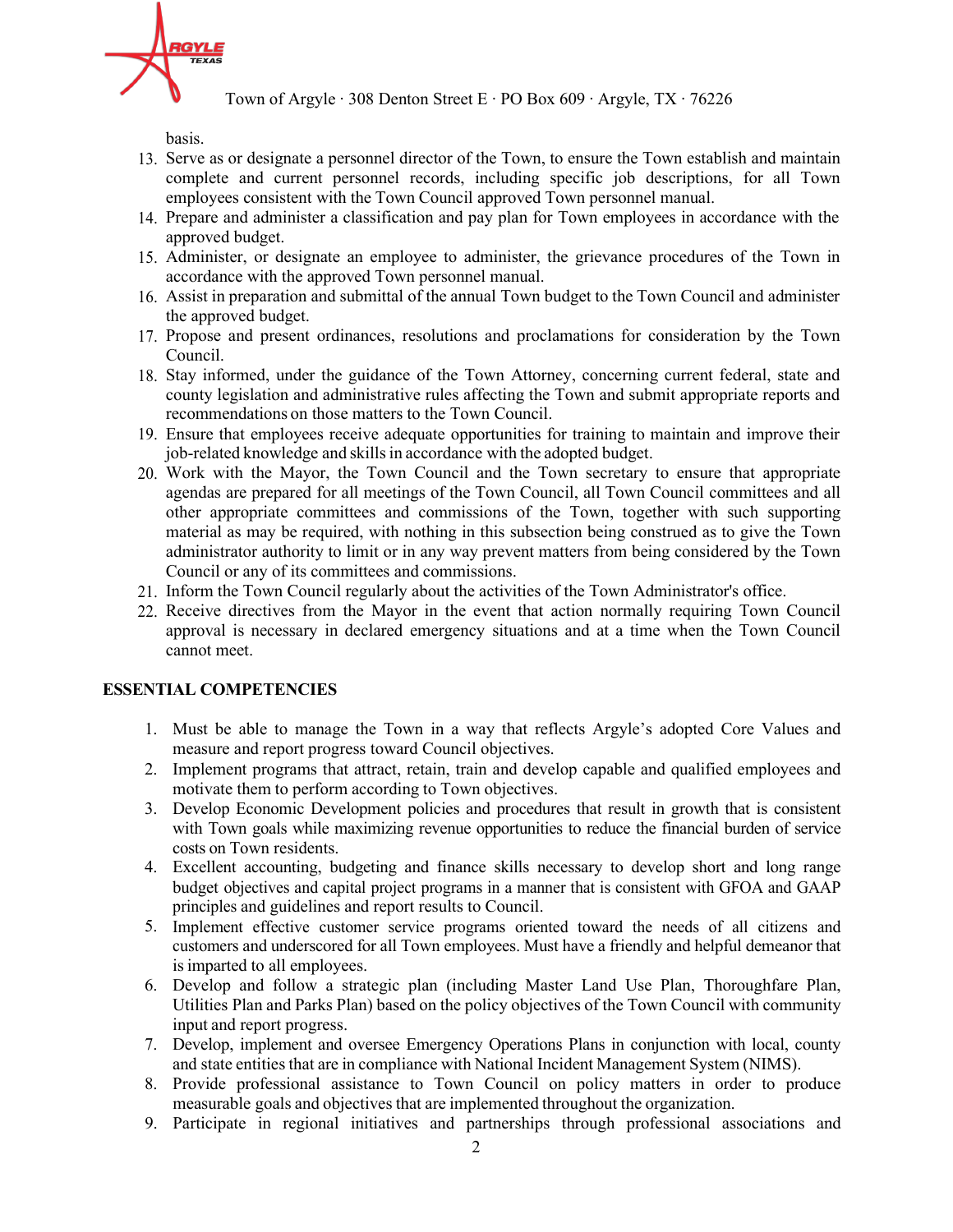basis.

13. Serve as or designate a personnel director of the Town, to ensure the Town establish and maintain complete and current personnel records, including specific job descriptions, for all Town employees consistent with the Town Council approved Town personnel manual.
14. Prepare and administer a classification and pay plan for Town employees in accordance with the approved budget.
15. Administer, or designate an employee to administer, the grievance procedures of the Town in accordance with the approved Town personnel manual.
16. Assist in preparation and submittal of the annual Town budget to the Town Council and administer the approved budget.
17. Propose and present ordinances, resolutions and proclamations for consideration by the Town Council.
18. Stay informed, under the guidance of the Town Attorney, concerning current federal, state and county legislation and administrative rules affecting the Town and submit appropriate reports and recommendations on those matters to the Town Council.
19. Ensure that employees receive adequate opportunities for training to maintain and improve their job-related knowledge and skills in accordance with the adopted budget.
20. Work with the Mayor, the Town Council and the Town secretary to ensure that appropriate agendas are prepared for all meetings of the Town Council, all Town Council committees and all other appropriate committees and commissions of the Town, together with such supporting material as may be required, with nothing in this subsection being construed as to give the Town administrator authority to limit or in any way prevent matters from being considered by the Town Council or any of its committees and commissions.
21. Inform the Town Council regularly about the activities of the Town Administrator's office.
22. Receive directives from the Mayor in the event that action normally requiring Town Council approval is necessary in declared emergency situations and at a time when the Town Council cannot meet.

**ESSENTIAL COMPETENCIES**

1. Must be able to manage the Town in a way that reflects Argyle's adopted Core Values and measure and report progress toward Council objectives.
2. Implement programs that attract, retain, train and develop capable and qualified employees and motivate them to perform according to Town objectives.
3. Develop Economic Development policies and procedures that result in growth that is consistent with Town goals while maximizing revenue opportunities to reduce the financial burden of service costs on Town residents.
4. Excellent accounting, budgeting and finance skills necessary to develop short and long range budget objectives and capital project programs in a manner that is consistent with GFOA and GAAP principles and guidelines and report results to Council.
5. Implement effective customer service programs oriented toward the needs of all citizens and customers and underscored for all Town employees. Must have a friendly and helpful demeanor that is imparted to all employees.
6. Develop and follow a strategic plan (including Master Land Use Plan, Thoroughfare Plan, Utilities Plan and Parks Plan) based on the policy objectives of the Town Council with community input and report progress.
7. Develop, implement and oversee Emergency Operations Plans in conjunction with local, county and state entities that are in compliance with National Incident Management System (NIMS).
8. Provide professional assistance to Town Council on policy matters in order to produce measurable goals and objectives that are implemented throughout the organization.
9. Participate in regional initiatives and partnerships through professional associations and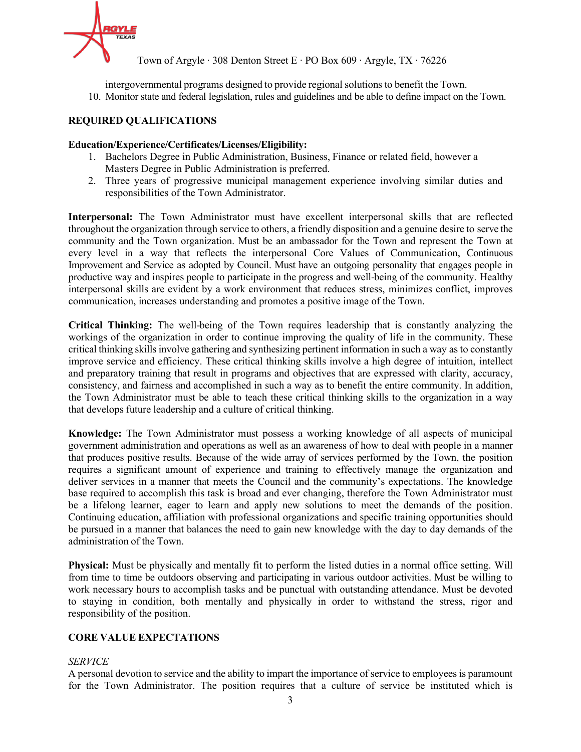intergovernmental programs designed to provide regional solutions to benefit the Town.

10. Monitor state and federal legislation, rules and guidelines and be able to define impact on the Town.

## REQUIRED QUALIFICATIONS

**Education/Experience/Certificates/Licenses/Eligibility:**

1. Bachelors Degree in Public Administration, Business, Finance or related field, however a Masters Degree in Public Administration is preferred.
2. Three years of progressive municipal management experience involving similar duties and responsibilities of the Town Administrator.

**Interpersonal:** The Town Administrator must have excellent interpersonal skills that are reflected throughout the organization through service to others, a friendly disposition and a genuine desire to serve the community and the Town organization. Must be an ambassador for the Town and represent the Town at every level in a way that reflects the interpersonal Core Values of Communication, Continuous Improvement and Service as adopted by Council. Must have an outgoing personality that engages people in productive way and inspires people to participate in the progress and well-being of the community. Healthy interpersonal skills are evident by a work environment that reduces stress, minimizes conflict, improves communication, increases understanding and promotes a positive image of the Town.

**Critical Thinking:** The well-being of the Town requires leadership that is constantly analyzing the workings of the organization in order to continue improving the quality of life in the community. These critical thinking skills involve gathering and synthesizing pertinent information in such a way as to constantly improve service and efficiency. These critical thinking skills involve a high degree of intuition, intellect and preparatory training that result in programs and objectives that are expressed with clarity, accuracy, consistency, and fairness and accomplished in such a way as to benefit the entire community. In addition, the Town Administrator must be able to teach these critical thinking skills to the organization in a way that develops future leadership and a culture of critical thinking.

**Knowledge:** The Town Administrator must possess a working knowledge of all aspects of municipal government administration and operations as well as an awareness of how to deal with people in a manner that produces positive results. Because of the wide array of services performed by the Town, the position requires a significant amount of experience and training to effectively manage the organization and deliver services in a manner that meets the Council and the community's expectations. The knowledge base required to accomplish this task is broad and ever changing, therefore the Town Administrator must be a lifelong learner, eager to learn and apply new solutions to meet the demands of the position. Continuing education, affiliation with professional organizations and specific training opportunities should be pursued in a manner that balances the need to gain new knowledge with the day to day demands of the administration of the Town.

**Physical:** Must be physically and mentally fit to perform the listed duties in a normal office setting. Will from time to time be outdoors observing and participating in various outdoor activities. Must be willing to work necessary hours to accomplish tasks and be punctual with outstanding attendance. Must be devoted to staying in condition, both mentally and physically in order to withstand the stress, rigor and responsibility of the position.

## CORE VALUE EXPECTATIONS

*SERVICE*

A personal devotion to service and the ability to impart the importance of service to employees is paramount for the Town Administrator. The position requires that a culture of service be instituted which is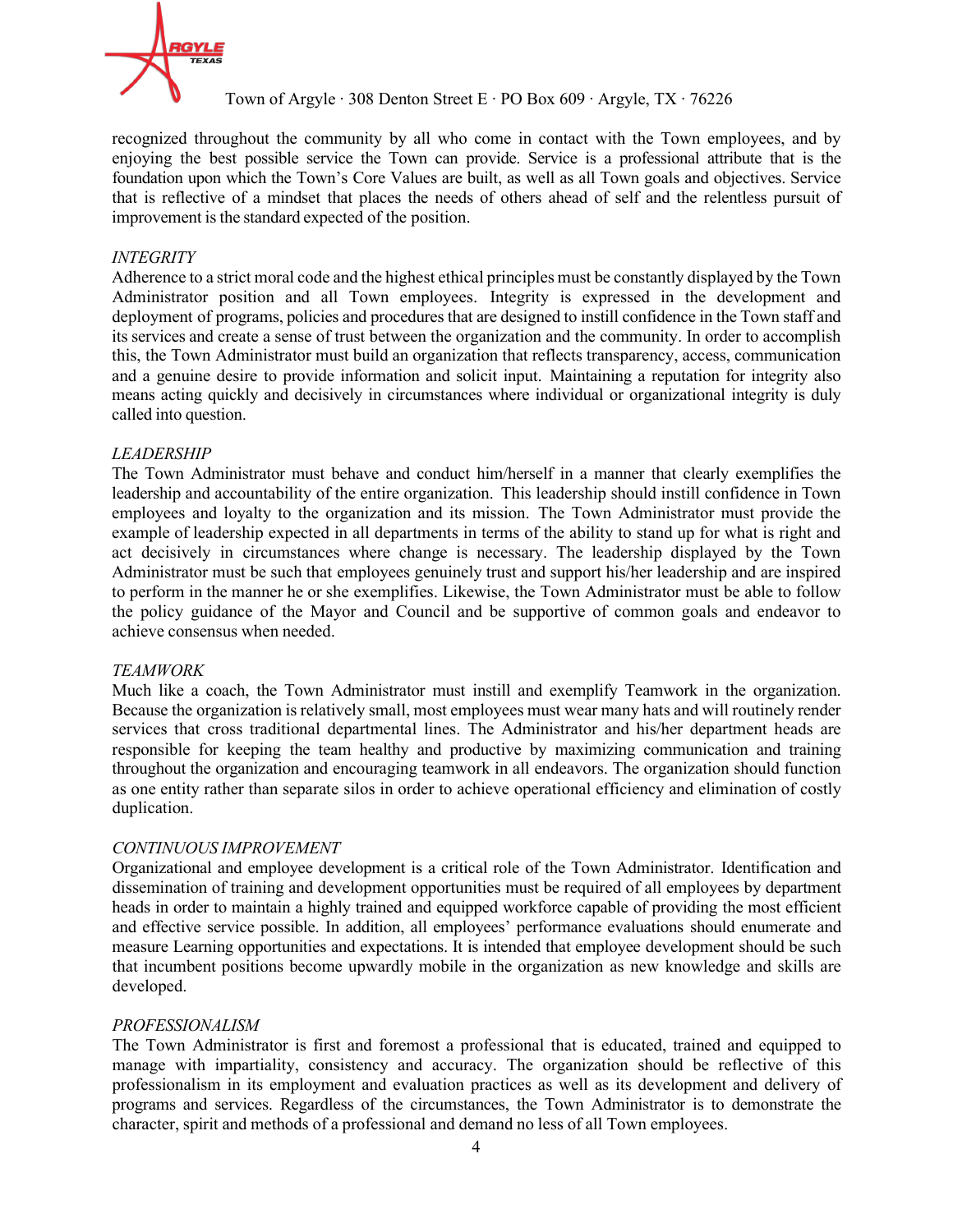recognized throughout the community by all who come in contact with the Town employees, and by enjoying the best possible service the Town can provide. Service is a professional attribute that is the foundation upon which the Town's Core Values are built, as well as all Town goals and objectives. Service that is reflective of a mindset that places the needs of others ahead of self and the relentless pursuit of improvement is the standard expected of the position.

*INTEGRITY*

Adherence to a strict moral code and the highest ethical principles must be constantly displayed by the Town Administrator position and all Town employees. Integrity is expressed in the development and deployment of programs, policies and procedures that are designed to instill confidence in the Town staff and its services and create a sense of trust between the organization and the community. In order to accomplish this, the Town Administrator must build an organization that reflects transparency, access, communication and a genuine desire to provide information and solicit input. Maintaining a reputation for integrity also means acting quickly and decisively in circumstances where individual or organizational integrity is duly called into question.

*LEADERSHIP*

The Town Administrator must behave and conduct him/herself in a manner that clearly exemplifies the leadership and accountability of the entire organization. This leadership should instill confidence in Town employees and loyalty to the organization and its mission. The Town Administrator must provide the example of leadership expected in all departments in terms of the ability to stand up for what is right and act decisively in circumstances where change is necessary. The leadership displayed by the Town Administrator must be such that employees genuinely trust and support his/her leadership and are inspired to perform in the manner he or she exemplifies. Likewise, the Town Administrator must be able to follow the policy guidance of the Mayor and Council and be supportive of common goals and endeavor to achieve consensus when needed.

*TEAMWORK*

Much like a coach, the Town Administrator must instill and exemplify Teamwork in the organization. Because the organization is relatively small, most employees must wear many hats and will routinely render services that cross traditional departmental lines. The Administrator and his/her department heads are responsible for keeping the team healthy and productive by maximizing communication and training throughout the organization and encouraging teamwork in all endeavors. The organization should function as one entity rather than separate silos in order to achieve operational efficiency and elimination of costly duplication.

*CONTINUOUS IMPROVEMENT*

Organizational and employee development is a critical role of the Town Administrator. Identification and dissemination of training and development opportunities must be required of all employees by department heads in order to maintain a highly trained and equipped workforce capable of providing the most efficient and effective service possible. In addition, all employees' performance evaluations should enumerate and measure Learning opportunities and expectations. It is intended that employee development should be such that incumbent positions become upwardly mobile in the organization as new knowledge and skills are developed.

*PROFESSIONALISM*

The Town Administrator is first and foremost a professional that is educated, trained and equipped to manage with impartiality, consistency and accuracy. The organization should be reflective of this professionalism in its employment and evaluation practices as well as its development and delivery of programs and services. Regardless of the circumstances, the Town Administrator is to demonstrate the character, spirit and methods of a professional and demand no less of all Town employees.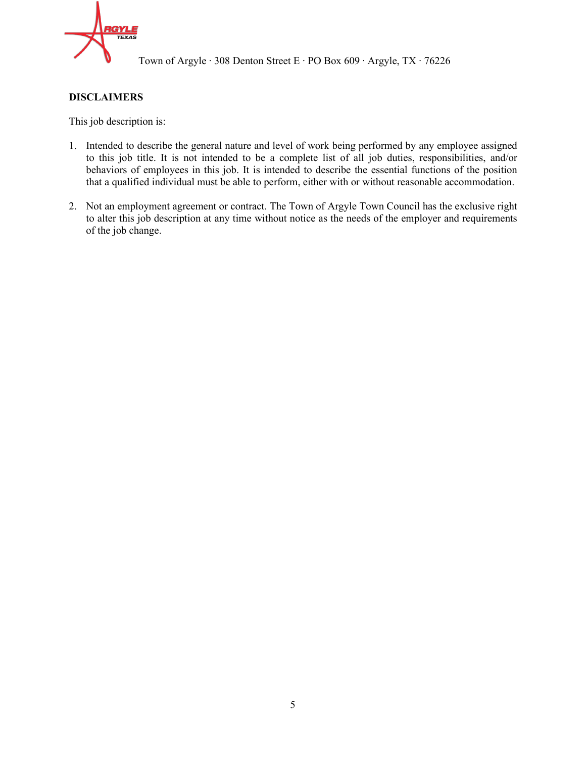**DISCLAIMERS**

This job description is:

1. Intended to describe the general nature and level of work being performed by any employee assigned to this job title. It is not intended to be a complete list of all job duties, responsibilities, and/or behaviors of employees in this job. It is intended to describe the essential functions of the position that a qualified individual must be able to perform, either with or without reasonable accommodation.

2. Not an employment agreement or contract. The Town of Argyle Town Council has the exclusive right to alter this job description at any time without notice as the needs of the employer and requirements of the job change.